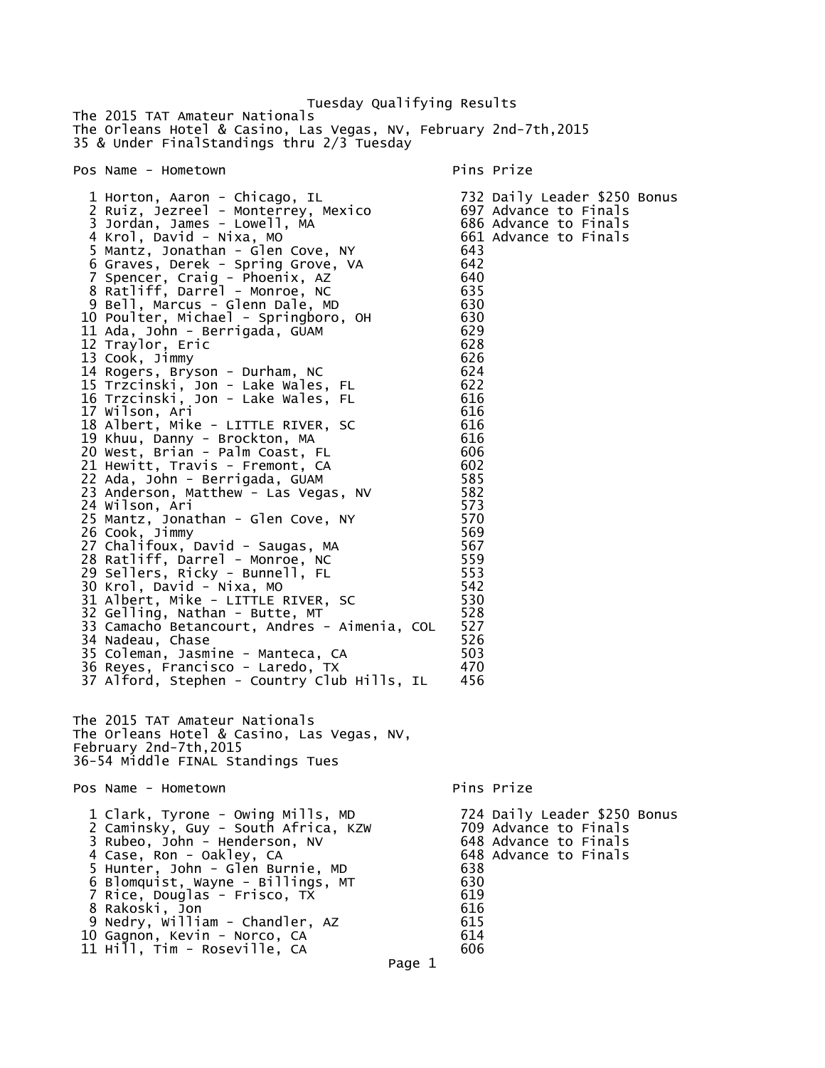Tuesday Qualifying Results

The 2015 TAT Amateur Nationals
The Orleans Hotel & Casino, Las Vegas, NV, February 2nd-7th,2015
35 & Under FinalStandings thru 2/3 Tuesday

| Pos | Name - Hometown | Pins | Prize |
|---|---|---|---|
| 1 | Horton, Aaron - Chicago, IL | 732 | Daily Leader $250 Bonus |
| 2 | Ruiz, Jezreel - Monterrey, Mexico | 697 | Advance to Finals |
| 3 | Jordan, James - Lowell, MA | 686 | Advance to Finals |
| 4 | Krol, David - Nixa, MO | 661 | Advance to Finals |
| 5 | Mantz, Jonathan - Glen Cove, NY | 643 | |
| 6 | Graves, Derek - Spring Grove, VA | 642 | |
| 7 | Spencer, Craig - Phoenix, AZ | 640 | |
| 8 | Ratliff, Darrel - Monroe, NC | 635 | |
| 9 | Bell, Marcus - Glenn Dale, MD | 630 | |
| 10 | Poulter, Michael - Springboro, OH | 630 | |
| 11 | Ada, John - Berrigada, GUAM | 629 | |
| 12 | Traylor, Eric | 628 | |
| 13 | Cook, Jimmy | 626 | |
| 14 | Rogers, Bryson - Durham, NC | 624 | |
| 15 | Trzcinski, Jon - Lake Wales, FL | 622 | |
| 16 | Trzcinski, Jon - Lake Wales, FL | 616 | |
| 17 | Wilson, Ari | 616 | |
| 18 | Albert, Mike - LITTLE RIVER, SC | 616 | |
| 19 | Khuu, Danny - Brockton, MA | 616 | |
| 20 | West, Brian - Palm Coast, FL | 606 | |
| 21 | Hewitt, Travis - Fremont, CA | 602 | |
| 22 | Ada, John - Berrigada, GUAM | 585 | |
| 23 | Anderson, Matthew - Las Vegas, NV | 582 | |
| 24 | Wilson, Ari | 573 | |
| 25 | Mantz, Jonathan - Glen Cove, NY | 570 | |
| 26 | Cook, Jimmy | 569 | |
| 27 | Chalifoux, David - Saugas, MA | 567 | |
| 28 | Ratliff, Darrel - Monroe, NC | 559 | |
| 29 | Sellers, Ricky - Bunnell, FL | 553 | |
| 30 | Krol, David - Nixa, MO | 542 | |
| 31 | Albert, Mike - LITTLE RIVER, SC | 530 | |
| 32 | Gelling, Nathan - Butte, MT | 528 | |
| 33 | Camacho Betancourt, Andres - Aimenia, COL | 527 | |
| 34 | Nadeau, Chase | 526 | |
| 35 | Coleman, Jasmine - Manteca, CA | 503 | |
| 36 | Reyes, Francisco - Laredo, TX | 470 | |
| 37 | Alford, Stephen - Country Club Hills, IL | 456 | |

The 2015 TAT Amateur Nationals
The Orleans Hotel & Casino, Las Vegas, NV,
February 2nd-7th,2015
36-54 Middle FINAL Standings Tues

| Pos | Name - Hometown | Pins | Prize |
|---|---|---|---|
| 1 | Clark, Tyrone - Owing Mills, MD | 724 | Daily Leader $250 Bonus |
| 2 | Caminsky, Guy - South Africa, KZW | 709 | Advance to Finals |
| 3 | Rubeo, John - Henderson, NV | 648 | Advance to Finals |
| 4 | Case, Ron - Oakley, CA | 648 | Advance to Finals |
| 5 | Hunter, John - Glen Burnie, MD | 638 | |
| 6 | Blomquist, Wayne - Billings, MT | 630 | |
| 7 | Rice, Douglas - Frisco, TX | 619 | |
| 8 | Rakoski, Jon | 616 | |
| 9 | Nedry, William - Chandler, AZ | 615 | |
| 10 | Gagnon, Kevin - Norco, CA | 614 | |
| 11 | Hill, Tim - Roseville, CA | 606 | |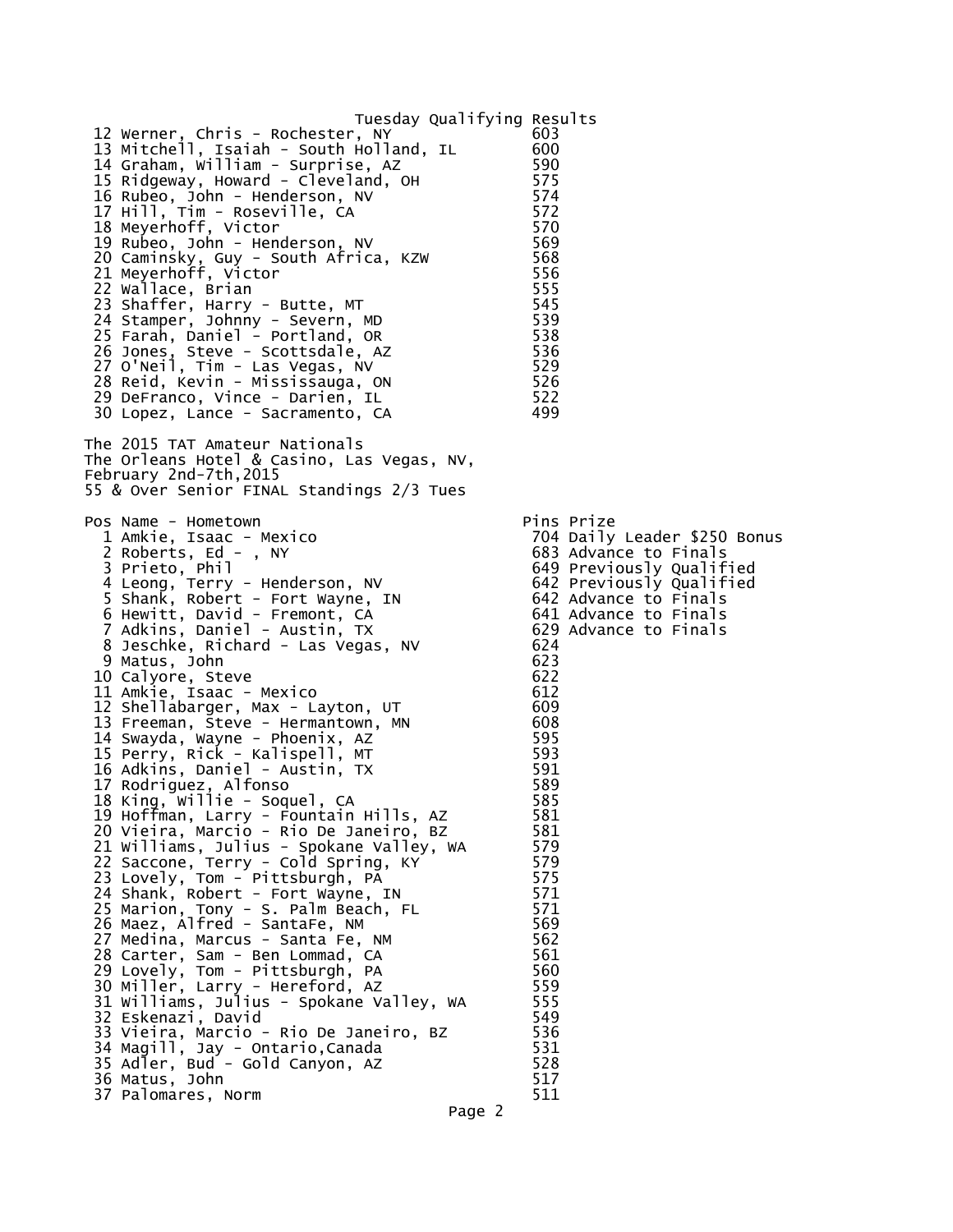Tuesday Qualifying Results

| Pos | Name - Hometown | Pins |
|---|---|---|
| 12 | Werner, Chris - Rochester, NY | 603 |
| 13 | Mitchell, Isaiah - South Holland, IL | 600 |
| 14 | Graham, William - Surprise, AZ | 590 |
| 15 | Ridgeway, Howard - Cleveland, OH | 575 |
| 16 | Rubeo, John - Henderson, NV | 574 |
| 17 | Hill, Tim - Roseville, CA | 572 |
| 18 | Meyerhoff, Victor | 570 |
| 19 | Rubeo, John - Henderson, NV | 569 |
| 20 | Caminsky, Guy - South Africa, KZW | 568 |
| 21 | Meyerhoff, Victor | 556 |
| 22 | Wallace, Brian | 555 |
| 23 | Shaffer, Harry - Butte, MT | 545 |
| 24 | Stamper, Johnny - Severn, MD | 539 |
| 25 | Farah, Daniel - Portland, OR | 538 |
| 26 | Jones, Steve - Scottsdale, AZ | 536 |
| 27 | O'Neil, Tim - Las Vegas, NV | 529 |
| 28 | Reid, Kevin - Mississauga, ON | 526 |
| 29 | DeFranco, Vince - Darien, IL | 522 |
| 30 | Lopez, Lance - Sacramento, CA | 499 |

The 2015 TAT Amateur Nationals
The Orleans Hotel & Casino, Las Vegas, NV,
February 2nd-7th,2015
55 & Over Senior FINAL Standings 2/3 Tues

| Pos | Name - Hometown | Pins | Prize |
|---|---|---|---|
| 1 | Amkie, Isaac - Mexico | 704 | Daily Leader $250 Bonus |
| 2 | Roberts, Ed - , NY | 683 | Advance to Finals |
| 3 | Prieto, Phil | 649 | Previously Qualified |
| 4 | Leong, Terry - Henderson, NV | 642 | Previously Qualified |
| 5 | Shank, Robert - Fort Wayne, IN | 642 | Advance to Finals |
| 6 | Hewitt, David - Fremont, CA | 641 | Advance to Finals |
| 7 | Adkins, Daniel - Austin, TX | 629 | Advance to Finals |
| 8 | Jeschke, Richard - Las Vegas, NV | 624 | |
| 9 | Matus, John | 623 | |
| 10 | Calyore, Steve | 622 | |
| 11 | Amkie, Isaac - Mexico | 612 | |
| 12 | Shellabarger, Max - Layton, UT | 609 | |
| 13 | Freeman, Steve - Hermantown, MN | 608 | |
| 14 | Swayda, Wayne - Phoenix, AZ | 595 | |
| 15 | Perry, Rick - Kalispell, MT | 593 | |
| 16 | Adkins, Daniel - Austin, TX | 591 | |
| 17 | Rodriguez, Alfonso | 589 | |
| 18 | King, Willie - Soquel, CA | 585 | |
| 19 | Hoffman, Larry - Fountain Hills, AZ | 581 | |
| 20 | Vieira, Marcio - Rio De Janeiro, BZ | 581 | |
| 21 | Williams, Julius - Spokane Valley, WA | 579 | |
| 22 | Saccone, Terry - Cold Spring, KY | 579 | |
| 23 | Lovely, Tom - Pittsburgh, PA | 575 | |
| 24 | Shank, Robert - Fort Wayne, IN | 571 | |
| 25 | Marion, Tony - S. Palm Beach, FL | 571 | |
| 26 | Maez, Alfred - SantaFe, NM | 569 | |
| 27 | Medina, Marcus - Santa Fe, NM | 562 | |
| 28 | Carter, Sam - Ben Lommad, CA | 561 | |
| 29 | Lovely, Tom - Pittsburgh, PA | 560 | |
| 30 | Miller, Larry - Hereford, AZ | 559 | |
| 31 | Williams, Julius - Spokane Valley, WA | 555 | |
| 32 | Eskenazi, David | 549 | |
| 33 | Vieira, Marcio - Rio De Janeiro, BZ | 536 | |
| 34 | Magill, Jay - Ontario,Canada | 531 | |
| 35 | Adler, Bud - Gold Canyon, AZ | 528 | |
| 36 | Matus, John | 517 | |
| 37 | Palomares, Norm | 511 | |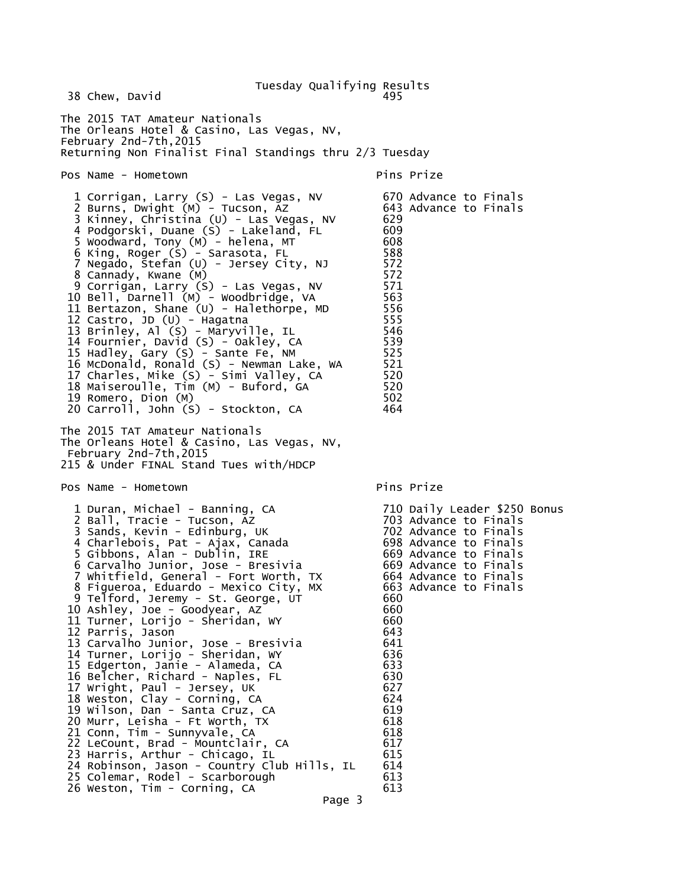Tuesday Qualifying Results

| Pos | Name | Pins |
|---|---|---|
| 38 | Chew, David | 495 |

The 2015 TAT Amateur Nationals
The Orleans Hotel & Casino, Las Vegas, NV,
February 2nd-7th,2015
Returning Non Finalist Final Standings thru 2/3 Tuesday

| Pos | Name - Hometown | Pins | Prize |
|---|---|---|---|
| 1 | Corrigan, Larry (S) - Las Vegas, NV | 670 | Advance to Finals |
| 2 | Burns, Dwight (M) - Tucson, AZ | 643 | Advance to Finals |
| 3 | Kinney, Christina (U) - Las Vegas, NV | 629 | |
| 4 | Podgorski, Duane (S) - Lakeland, FL | 609 | |
| 5 | Woodward, Tony (M) - helena, MT | 608 | |
| 6 | King, Roger (S) - Sarasota, FL | 588 | |
| 7 | Negado, Stefan (U) - Jersey City, NJ | 572 | |
| 8 | Cannady, Kwane (M) | 572 | |
| 9 | Corrigan, Larry (S) - Las Vegas, NV | 571 | |
| 10 | Bell, Darnell (M) - Woodbridge, VA | 563 | |
| 11 | Bertazon, Shane (U) - Halethorpe, MD | 556 | |
| 12 | Castro, JD (U) - Hagatna | 555 | |
| 13 | Brinley, Al (S) - Maryville, IL | 546 | |
| 14 | Fournier, David (S) - Oakley, CA | 539 | |
| 15 | Hadley, Gary (S) - Sante Fe, NM | 525 | |
| 16 | McDonald, Ronald (S) - Newman Lake, WA | 521 | |
| 17 | Charles, Mike (S) - Simi Valley, CA | 520 | |
| 18 | Maiseroulle, Tim (M) - Buford, GA | 520 | |
| 19 | Romero, Dion (M) | 502 | |
| 20 | Carroll, John (S) - Stockton, CA | 464 | |

The 2015 TAT Amateur Nationals
The Orleans Hotel & Casino, Las Vegas, NV,
February 2nd-7th,2015
215 & Under FINAL Stand Tues with/HDCP

| Pos | Name - Hometown | Pins | Prize |
|---|---|---|---|
| 1 | Duran, Michael - Banning, CA | 710 | Daily Leader $250 Bonus |
| 2 | Ball, Tracie - Tucson, AZ | 703 | Advance to Finals |
| 3 | Sands, Kevin - Edinburg, UK | 702 | Advance to Finals |
| 4 | Charlebois, Pat - Ajax, Canada | 698 | Advance to Finals |
| 5 | Gibbons, Alan - Dublin, IRE | 669 | Advance to Finals |
| 6 | Carvalho Junior, Jose - Bresivia | 669 | Advance to Finals |
| 7 | Whitfield, General - Fort Worth, TX | 664 | Advance to Finals |
| 8 | Figueroa, Eduardo - Mexico City, MX | 663 | Advance to Finals |
| 9 | Telford, Jeremy - St. George, UT | 660 | |
| 10 | Ashley, Joe - Goodyear, AZ | 660 | |
| 11 | Turner, Lorijo - Sheridan, WY | 660 | |
| 12 | Parris, Jason | 643 | |
| 13 | Carvalho Junior, Jose - Bresivia | 641 | |
| 14 | Turner, Lorijo - Sheridan, WY | 636 | |
| 15 | Edgerton, Janie - Alameda, CA | 633 | |
| 16 | Belcher, Richard - Naples, FL | 630 | |
| 17 | Wright, Paul - Jersey, UK | 627 | |
| 18 | Weston, Clay - Corning, CA | 624 | |
| 19 | Wilson, Dan - Santa Cruz, CA | 619 | |
| 20 | Murr, Leisha - Ft Worth, TX | 618 | |
| 21 | Conn, Tim - Sunnyvale, CA | 618 | |
| 22 | LeCount, Brad - Mountclair, CA | 617 | |
| 23 | Harris, Arthur - Chicago, IL | 615 | |
| 24 | Robinson, Jason - Country Club Hills, IL | 614 | |
| 25 | Colemar, Rodel - Scarborough | 613 | |
| 26 | Weston, Tim - Corning, CA | 613 | |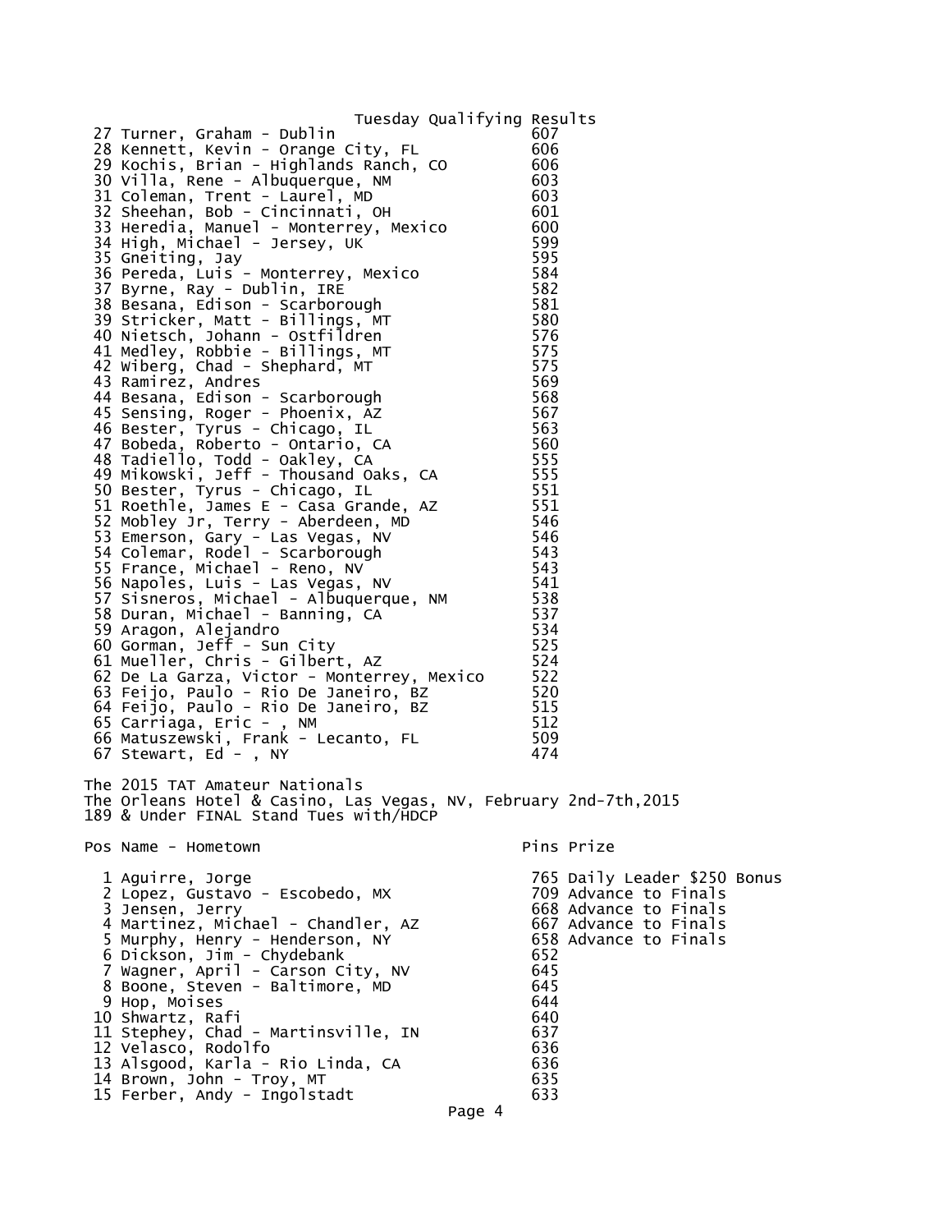Tuesday Qualifying Results

| Pos | Name - Hometown | Pins |
|---|---|---|
| 27 | Turner, Graham - Dublin | 607 |
| 28 | Kennett, Kevin - Orange City, FL | 606 |
| 29 | Kochis, Brian - Highlands Ranch, CO | 606 |
| 30 | Villa, Rene - Albuquerque, NM | 603 |
| 31 | Coleman, Trent - Laurel, MD | 603 |
| 32 | Sheehan, Bob - Cincinnati, OH | 601 |
| 33 | Heredia, Manuel - Monterrey, Mexico | 600 |
| 34 | High, Michael - Jersey, UK | 599 |
| 35 | Gneiting, Jay | 595 |
| 36 | Pereda, Luis - Monterrey, Mexico | 584 |
| 37 | Byrne, Ray - Dublin, IRE | 582 |
| 38 | Besana, Edison - Scarborough | 581 |
| 39 | Stricker, Matt - Billings, MT | 580 |
| 40 | Nietsch, Johann - Ostfildren | 576 |
| 41 | Medley, Robbie - Billings, MT | 575 |
| 42 | Wiberg, Chad - Shephard, MT | 575 |
| 43 | Ramirez, Andres | 569 |
| 44 | Besana, Edison - Scarborough | 568 |
| 45 | Sensing, Roger - Phoenix, AZ | 567 |
| 46 | Bester, Tyrus - Chicago, IL | 563 |
| 47 | Bobeda, Roberto - Ontario, CA | 560 |
| 48 | Tadiello, Todd - Oakley, CA | 555 |
| 49 | Mikowski, Jeff - Thousand Oaks, CA | 555 |
| 50 | Bester, Tyrus - Chicago, IL | 551 |
| 51 | Roethle, James E - Casa Grande, AZ | 551 |
| 52 | Mobley Jr, Terry - Aberdeen, MD | 546 |
| 53 | Emerson, Gary - Las Vegas, NV | 546 |
| 54 | Colemar, Rodel - Scarborough | 543 |
| 55 | France, Michael - Reno, NV | 543 |
| 56 | Napoles, Luis - Las Vegas, NV | 541 |
| 57 | Sisneros, Michael - Albuquerque, NM | 538 |
| 58 | Duran, Michael - Banning, CA | 537 |
| 59 | Aragon, Alejandro | 534 |
| 60 | Gorman, Jeff - Sun City | 525 |
| 61 | Mueller, Chris - Gilbert, AZ | 524 |
| 62 | De La Garza, Victor - Monterrey, Mexico | 522 |
| 63 | Feijo, Paulo - Rio De Janeiro, BZ | 520 |
| 64 | Feijo, Paulo - Rio De Janeiro, BZ | 515 |
| 65 | Carriaga, Eric - , NM | 512 |
| 66 | Matuszewski, Frank - Lecanto, FL | 509 |
| 67 | Stewart, Ed - , NY | 474 |

The 2015 TAT Amateur Nationals
The Orleans Hotel & Casino, Las Vegas, NV, February 2nd-7th,2015
189 & Under FINAL Stand Tues with/HDCP

| Pos | Name - Hometown | Pins | Prize |
|---|---|---|---|
| 1 | Aguirre, Jorge | 765 | Daily Leader $250 Bonus |
| 2 | Lopez, Gustavo - Escobedo, MX | 709 | Advance to Finals |
| 3 | Jensen, Jerry | 668 | Advance to Finals |
| 4 | Martinez, Michael - Chandler, AZ | 667 | Advance to Finals |
| 5 | Murphy, Henry - Henderson, NY | 658 | Advance to Finals |
| 6 | Dickson, Jim - Chydebank | 652 | |
| 7 | Wagner, April - Carson City, NV | 645 | |
| 8 | Boone, Steven - Baltimore, MD | 645 | |
| 9 | Hop, Moises | 644 | |
| 10 | Shwartz, Rafi | 640 | |
| 11 | Stephey, Chad - Martinsville, IN | 637 | |
| 12 | Velasco, Rodolfo | 636 | |
| 13 | Alsgood, Karla - Rio Linda, CA | 636 | |
| 14 | Brown, John - Troy, MT | 635 | |
| 15 | Ferber, Andy - Ingolstadt | 633 | |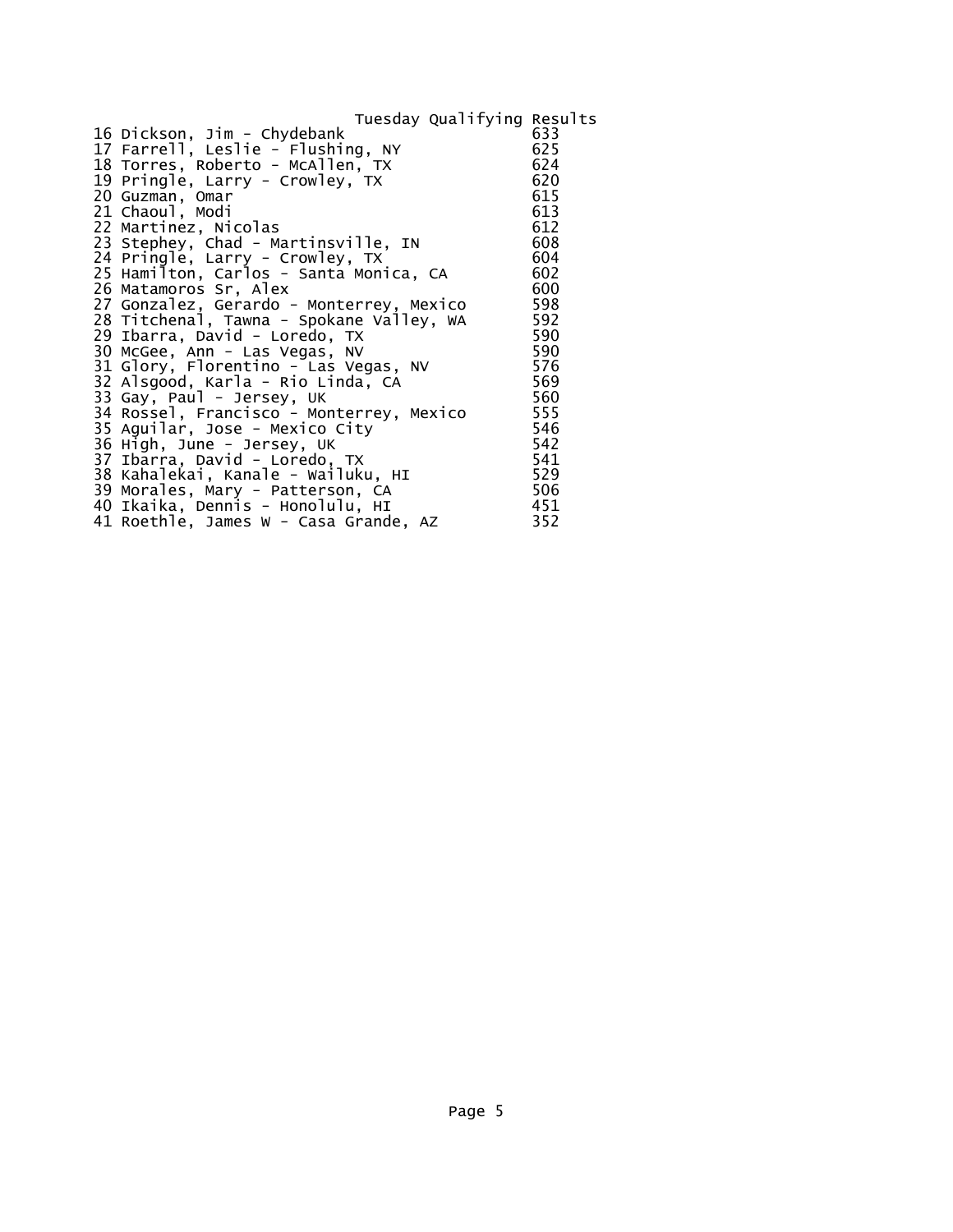Tuesday Qualifying Results

| | | |
|---|---|---|
| 16 | Dickson, Jim - Chydebank | 633 |
| 17 | Farrell, Leslie - Flushing, NY | 625 |
| 18 | Torres, Roberto - McAllen, TX | 624 |
| 19 | Pringle, Larry - Crowley, TX | 620 |
| 20 | Guzman, Omar | 615 |
| 21 | Chaoul, Modi | 613 |
| 22 | Martinez, Nicolas | 612 |
| 23 | Stephey, Chad - Martinsville, IN | 608 |
| 24 | Pringle, Larry - Crowley, TX | 604 |
| 25 | Hamilton, Carlos - Santa Monica, CA | 602 |
| 26 | Matamoros Sr, Alex | 600 |
| 27 | Gonzalez, Gerardo - Monterrey, Mexico | 598 |
| 28 | Titchenal, Tawna - Spokane Valley, WA | 592 |
| 29 | Ibarra, David - Loredo, TX | 590 |
| 30 | McGee, Ann - Las Vegas, NV | 590 |
| 31 | Glory, Florentino - Las Vegas, NV | 576 |
| 32 | Alsgood, Karla - Rio Linda, CA | 569 |
| 33 | Gay, Paul - Jersey, UK | 560 |
| 34 | Rossel, Francisco - Monterrey, Mexico | 555 |
| 35 | Aguilar, Jose - Mexico City | 546 |
| 36 | High, June - Jersey, UK | 542 |
| 37 | Ibarra, David - Loredo, TX | 541 |
| 38 | Kahalekai, Kanale - Wailuku, HI | 529 |
| 39 | Morales, Mary - Patterson, CA | 506 |
| 40 | Ikaika, Dennis - Honolulu, HI | 451 |
| 41 | Roethle, James W - Casa Grande, AZ | 352 |